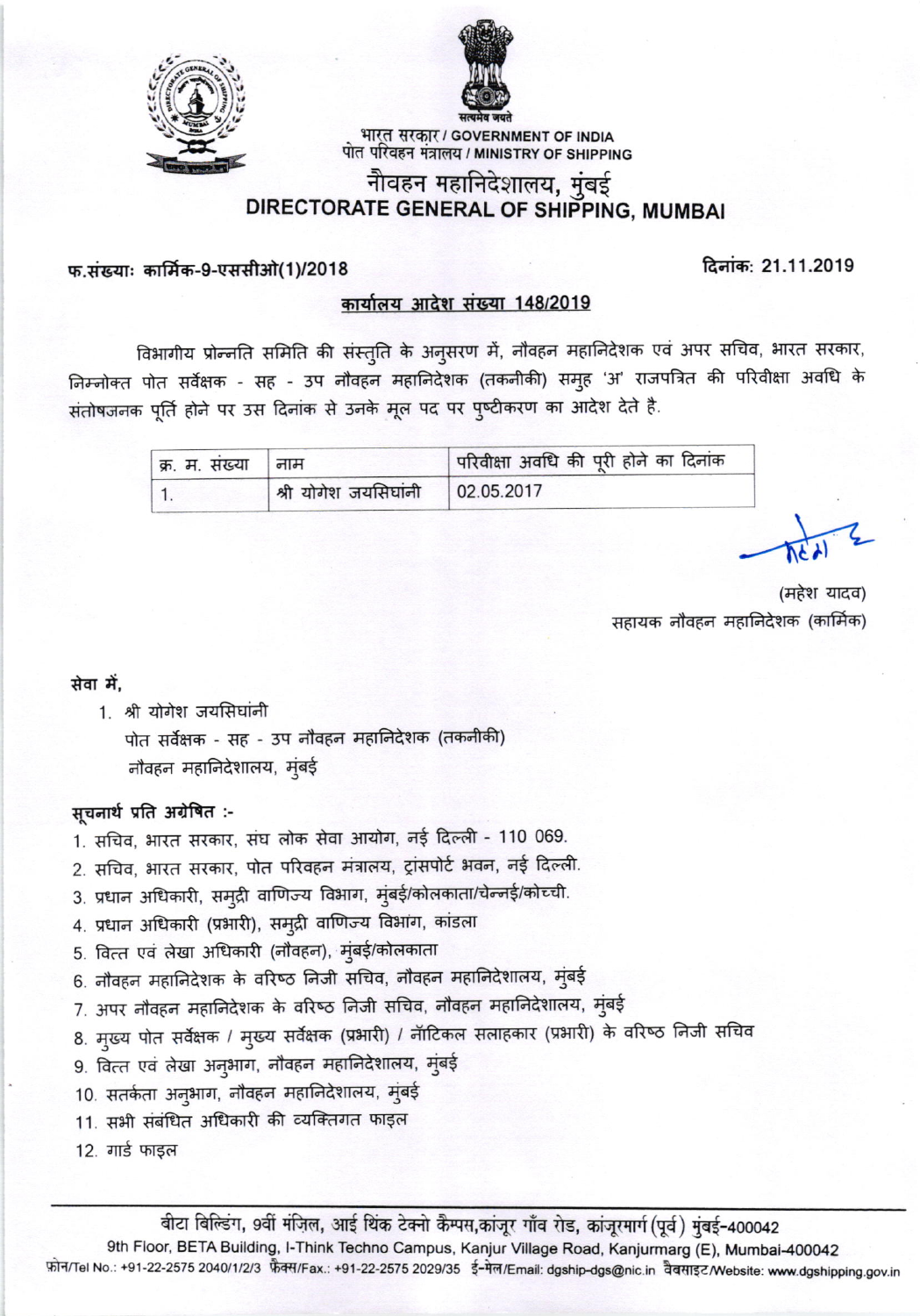सत्यमेव जयते

भारत सरकार / GOVERNMENT OF INDIA
पोत परिवहन मंत्रालय / MINISTRY OF SHIPPING

# नौवहन महानिदेशालय, मुंबई
# DIRECTORATE GENERAL OF SHIPPING, MUMBAI

फ.संख्याः कार्मिक-9-एससीओ(1)/2018 | दिनांक: 21.11.2019

**कार्यालय आदेश संख्या 148/2019**

विभागीय प्रोन्नति समिति की संस्तुति के अनुसरण में, नौवहन महानिदेशक एवं अपर सचिव, भारत सरकार, निम्नोक्त पोत सर्वेक्षक - सह - उप नौवहन महानिदेशक (तकनीकी) समूह 'अ' राजपत्रित की परिवीक्षा अवधि के संतोषजनक पूर्ति होने पर उस दिनांक से उनके मूल पद पर पुष्टीकरण का आदेश देते है.

| क्र. म. संख्या | नाम | परिवीक्षा अवधि की पूरी होने का दिनांक |
|---|---|---|
| 1. | श्री योगेश जयसिघांनी | 02.05.2017 |

(महेश यादव)
सहायक नौवहन महानिदेशक (कार्मिक)

सेवा में,

1. श्री योगेश जयसिघांनी
   पोत सर्वेक्षक - सह - उप नौवहन महानिदेशक (तकनीकी)
   नौवहन महानिदेशालय, मुंबई

**सूचनार्थ प्रति अग्रेषित :-**

1. सचिव, भारत सरकार, संघ लोक सेवा आयोग, नई दिल्ली - 110 069.
2. सचिव, भारत सरकार, पोत परिवहन मंत्रालय, ट्रांसपोर्ट भवन, नई दिल्ली.
3. प्रधान अधिकारी, समुद्री वाणिज्य विभाग, मुंबई/कोलकाता/चेन्नई/कोच्ची.
4. प्रधान अधिकारी (प्रभारी), समुद्री वाणिज्य विभाग, कांडला
5. वित्त एवं लेखा अधिकारी (नौवहन), मुंबई/कोलकाता
6. नौवहन महानिदेशक के वरिष्ठ निजी सचिव, नौवहन महानिदेशालय, मुंबई
7. अपर नौवहन महानिदेशक के वरिष्ठ निजी सचिव, नौवहन महानिदेशालय, मुंबई
8. मुख्य पोत सर्वेक्षक / मुख्य सर्वेक्षक (प्रभारी) / नॉटिकल सलाहकार (प्रभारी) के वरिष्ठ निजी सचिव
9. वित्त एवं लेखा अनुभाग, नौवहन महानिदेशालय, मुंबई
10. सतर्कता अनुभाग, नौवहन महानिदेशालय, मुंबई
11. सभी संबंधित अधिकारी की व्यक्तिगत फाइल
12. गार्ड फाइल

बीटा बिल्डिंग, 9वीं मंज़िल, आई थिंक टेक्नो कैम्पस,कांजूर गाँव रोड, कांजूरमार्ग (पूर्व) मुंबई-400042
9th Floor, BETA Building, I-Think Techno Campus, Kanjur Village Road, Kanjurmarg (E), Mumbai-400042
फ़ोन/Tel No.: +91-22-2575 2040/1/2/3 फ़ैक्स/Fax.: +91-22-2575 2029/35 ई-मेल/Email: dgship-dgs@nic.in वैबसाइट/Website: www.dgshipping.gov.in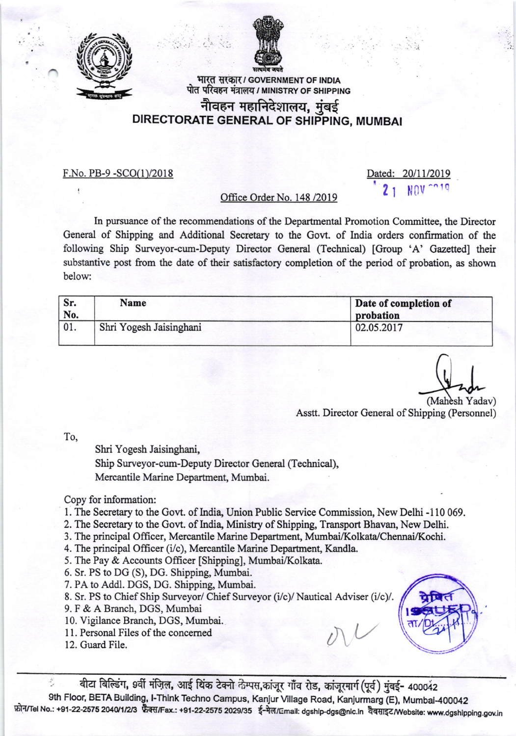भारत सरकार / GOVERNMENT OF INDIA
पोत परिवहन मंत्रालय / MINISTRY OF SHIPPING

# नौवहन महानिदेशालय, मुंबई
# DIRECTORATE GENERAL OF SHIPPING, MUMBAI

F.No. PB-9 -SCO(1)/2018

Dated: 20/11/2019

21 NOV 2019

Office Order No. 148 /2019

In pursuance of the recommendations of the Departmental Promotion Committee, the Director General of Shipping and Additional Secretary to the Govt. of India orders confirmation of the following Ship Surveyor-cum-Deputy Director General (Technical) [Group 'A' Gazetted] their substantive post from the date of their satisfactory completion of the period of probation, as shown below:

| Sr. No. | Name | Date of completion of probation |
|---|---|---|
| 01. | Shri Yogesh Jaisinghani | 02.05.2017 |

(Mahesh Yadav)
Asstt. Director General of Shipping (Personnel)

To,

Shri Yogesh Jaisinghani,
Ship Surveyor-cum-Deputy Director General (Technical),
Mercantile Marine Department, Mumbai.

Copy for information:

1. The Secretary to the Govt. of India, Union Public Service Commission, New Delhi -110 069.
2. The Secretary to the Govt. of India, Ministry of Shipping, Transport Bhavan, New Delhi.
3. The principal Officer, Mercantile Marine Department, Mumbai/Kolkata/Chennai/Kochi.
4. The principal Officer (i/c), Mercantile Marine Department, Kandla.
5. The Pay & Accounts Officer [Shipping], Mumbai/Kolkata.
6. Sr. PS to DG (S), DG. Shipping, Mumbai.
7. PA to Addl. DGS, DG. Shipping, Mumbai.
8. Sr. PS to Chief Ship Surveyor/ Chief Surveyor (i/c)/ Nautical Adviser (i/c)/.
9. F & A Branch, DGS, Mumbai
10. Vigilance Branch, DGS, Mumbai.
11. Personal Files of the concerned
12. Guard File.

बीटा बिल्डिंग, 9वीं मंज़िल, आई थिंक टेक्नो कैम्पस, कांजूर गाँव रोड, कांजूरमार्ग (पूर्व) मुंबई- 400042
9th Floor, BETA Building, I-Think Techno Campus, Kanjur Village Road, Kanjurmarg (E), Mumbai-400042
फ़ोन/Tel No.: +91-22-2575 2040/1/2/3 फ़ैक्स/Fax.: +91-22-2575 2029/35 ई-मेल/Email: dgship-dgs@nic.in वैबसाइट/Website: www.dgshipping.gov.in